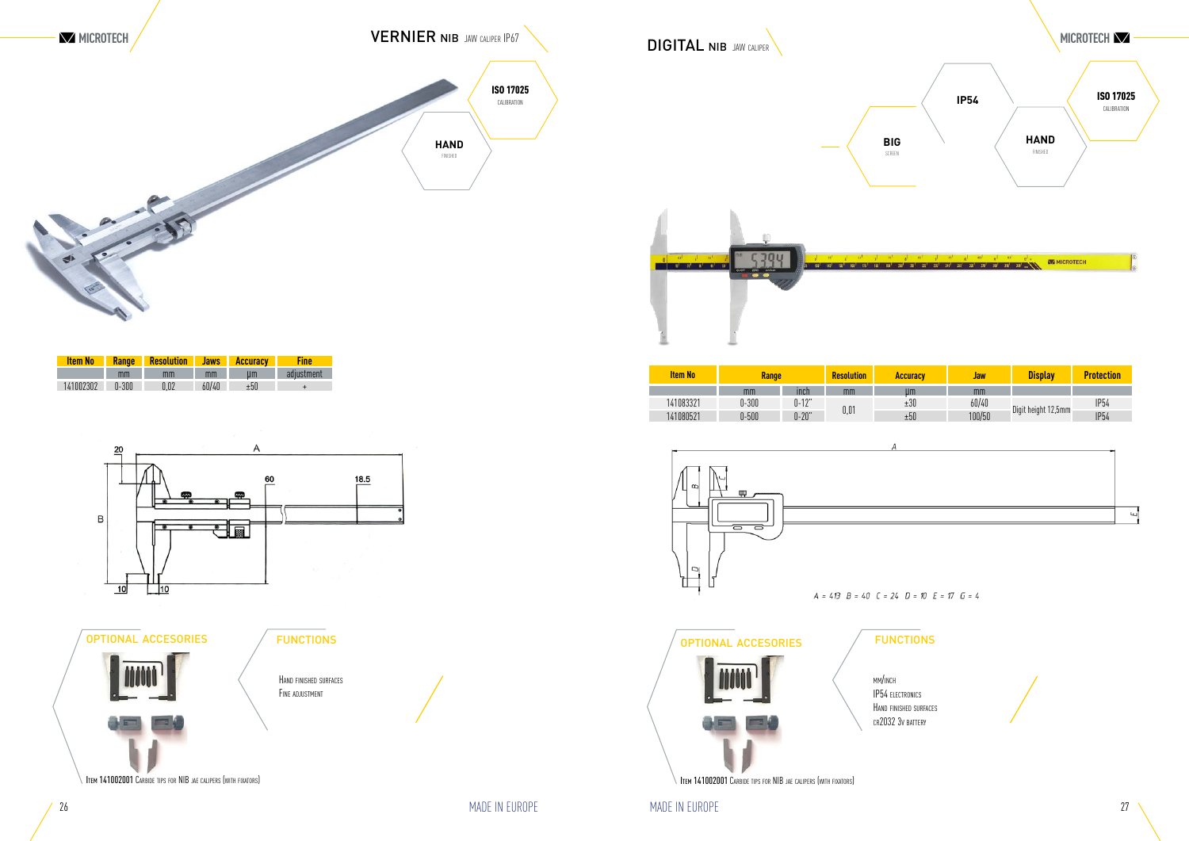# VERNIER NIB JAW CALIPER IP67

**ISO 17025** CALIBRATION

**HAND** FINISHED

| Item No | Range | Resolution | Jaws | Accuracy | Fine |
|---|---|---|---|---|---|
| | mm | mm | mm | µm | adjustment |
| 141002302 | 0-300 | 0,02 | 60/40 | ±50 | + |

20 A 60 18.5 B 10 10

## OPTIONAL ACCESORIES

Item 141002001 Carbide tips for NIB jae calipers (with fixators)

## FUNCTIONS

Hand finished surfaces
Fine adjustment

MADE IN EUROPE

# DIGITAL NIB JAW CALIPER

**IP54**

**BIG** SCREEN

**HAND** FINISHED

**ISO 17025** CALIBRATION

| Item No | Range | | Resolution | Accuracy | Jaw | Display | Protection |
|---|---|---|---|---|---|---|---|
| | mm | inch | mm | µm | mm | | |
| 141083321 | 0-300 | 0-12" | 0,01 | ±30 | 60/40 | Digit height 12,5mm | IP54 |
| 141080521 | 0-500 | 0-20" | | ±50 | 100/50 | | IP54 |

A = 413 B = 40 C = 24 D = 10 E = 17 G = 4

## OPTIONAL ACCESORIES

Item 141002001 Carbide tips for NIB jae calipers (with fixators)

## FUNCTIONS

mm/inch
IP54 electronics
Hand finished surfaces
cr2032 3v battery

MADE IN EUROPE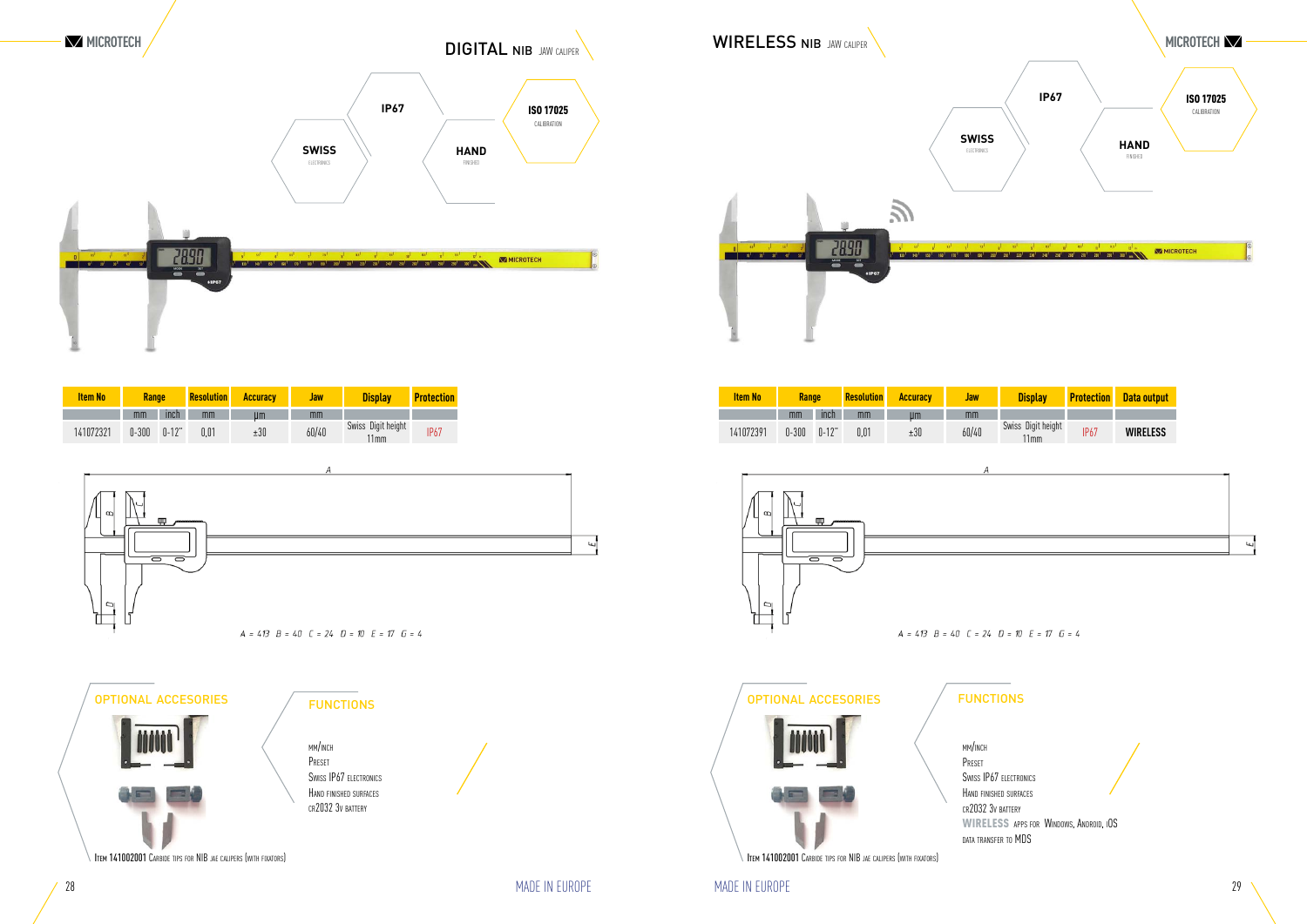# DIGITAL NIB JAW CALIPER

IP67

ISO 17025 CALIBRATION

SWISS ELECTRONICS

HAND FINISHED

| Item No | Range | | Resolution | Accuracy | Jaw | Display | Protection |
|---|---|---|---|---|---|---|---|
| | mm | inch | mm | µm | mm | | |
| 141072321 | 0-300 | 0-12" | 0,01 | ±30 | 60/40 | Swiss Digit height 11mm | IP67 |

A = 413 B = 40 C = 24 D = 10 E = 17 G = 4

## OPTIONAL ACCESORIES

Item 141002001 Carbide tips for NIB jaw calipers (with fixators)

## FUNCTIONS

- mm/inch
- Preset
- Swiss IP67 electronics
- Hand finished surfaces
- cr2032 3v battery

MADE IN EUROPE

# WIRELESS NIB JAW CALIPER

IP67

ISO 17025 CALIBRATION

SWISS ELECTRONICS

HAND FINISHED

| Item No | Range | | Resolution | Accuracy | Jaw | Display | Protection | Data output |
|---|---|---|---|---|---|---|---|---|
| | mm | inch | mm | µm | mm | | | |
| 141072391 | 0-300 | 0-12" | 0,01 | ±30 | 60/40 | Swiss Digit height 11mm | IP67 | WIRELESS |

A = 413 B = 40 C = 24 D = 10 E = 17 G = 4

## OPTIONAL ACCESORIES

Item 141002001 Carbide tips for NIB jaw calipers (with fixators)

## FUNCTIONS

- mm/inch
- Preset
- Swiss IP67 electronics
- Hand finished surfaces
- cr2032 3v battery
- WIRELESS apps for Windows, Android, iOS
- data transfer to MDS

MADE IN EUROPE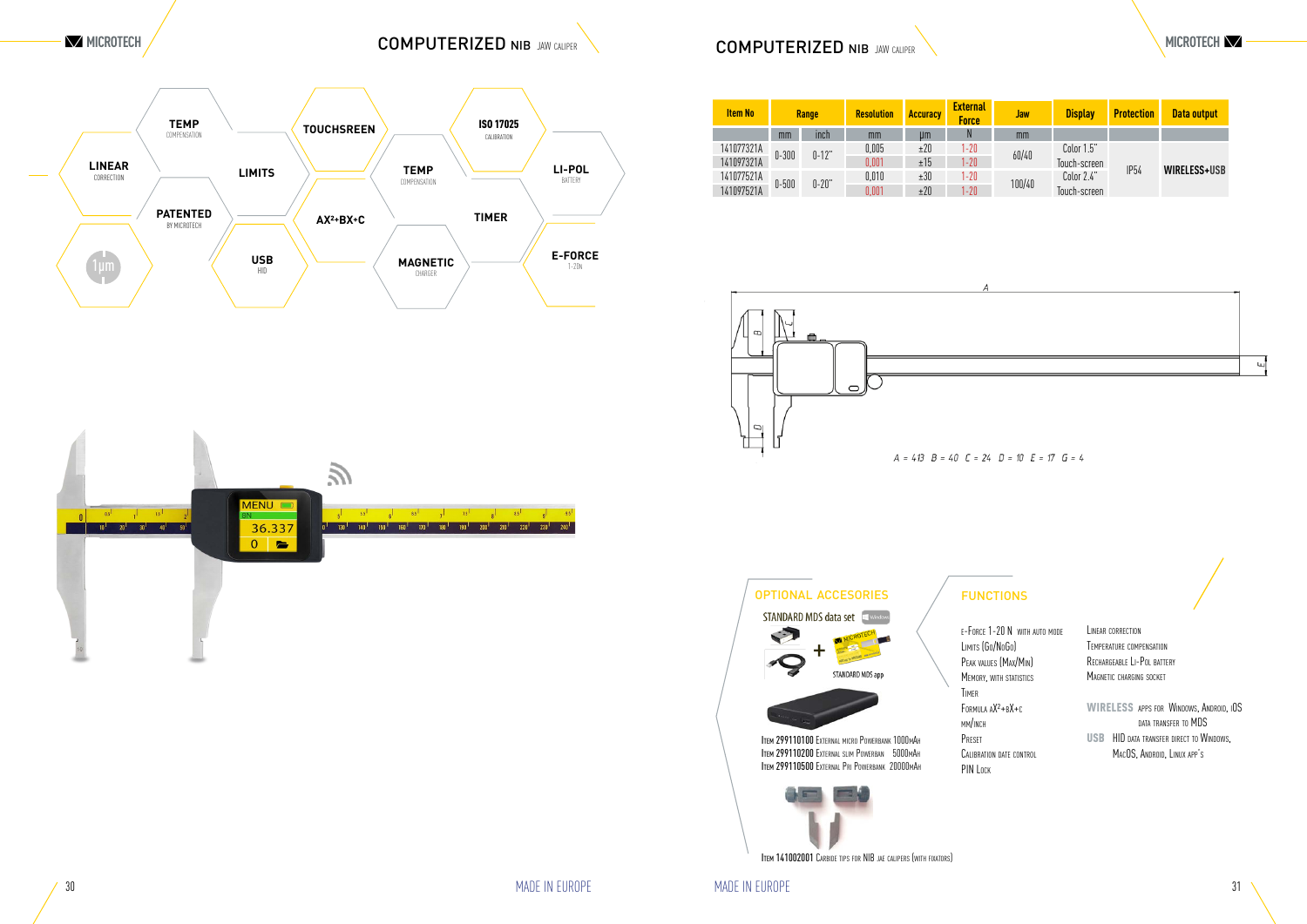# COMPUTERIZED NIB JAW CALIPER

TEMP
COMPENSATION

TOUCHSREEN

ISO 17025
CALIBRATION

LINEAR
CORRECTION

LIMITS

TEMP
COMPENSATION

LI-POL
BATTERY

PATENTED
BY MICROTECH

AX²+BX+C

TIMER

1µm

USB
HID

MAGNETIC
CHARGER

E-FORCE
1-20N

# COMPUTERIZED NIB JAW CALIPER

| Item No | Range | | Resolution | Accuracy | External Force | Jaw | Display | Protection | Data output |
|---|---|---|---|---|---|---|---|---|---|
| | mm | inch | mm | µm | N | mm | | | |
| 141077321A | 0-300 | 0-12" | 0,005 | ±20 | 1-20 | 60/40 | Color 1.5" Touch-screen | IP54 | WIRELESS+USB |
| 141097321A | | | 0,001 | ±15 | 1-20 | | | | |
| 141077521A | 0-500 | 0-20" | 0,010 | ±30 | 1-20 | 100/40 | Color 2.4" Touch-screen | | |
| 141097521A | | | 0,001 | ±20 | 1-20 | | | | |

A = 413 B = 40 C = 24 D = 10 E = 17 G = 4

## OPTIONAL ACCESORIES

STANDARD MDS data set

STANDARD MDS app

Item 299110100 External micro Powerbank 1000mAh
Item 299110200 External slim Powerbank 5000mAh
Item 299110500 External Pro Powerbank 20000mAh

Item 141002001 Carbide tips for NIB jaw calipers (with fixators)

## FUNCTIONS

- E-Force 1-20 N with auto mode
- Limits (Go/NoGo)
- Peak values (Max/Min)
- Memory, with statistics
- Timer
- Formula AX²+BX+C
- mm/inch
- Preset
- Calibration date control
- PIN Lock

- Linear correction
- Temperature compensation
- Rechargeable Li-Pol battery
- Magnetic charging socket

**WIRELESS** apps for Windows, Android, iOS data transfer to MDS

**USB** HID data transfer direct to Windows, MacOS, Android, Linux app's

MADE IN EUROPE

MADE IN EUROPE